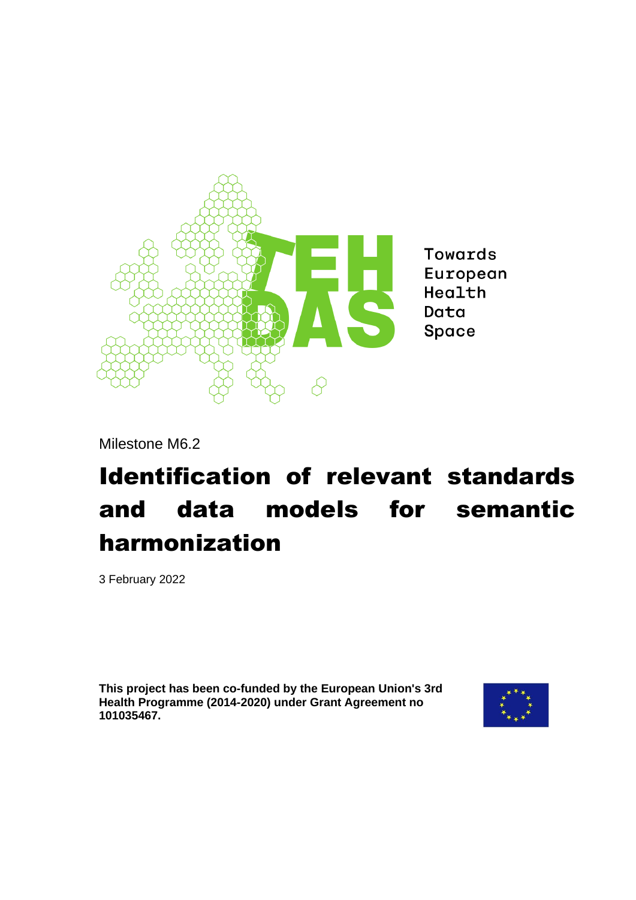TEHDAS

Towards European Health Data Space

Milestone M6.2

# Identification of relevant standards and data models for semantic harmonization

3 February 2022

**This project has been co-funded by the European Union's 3rd Health Programme (2014-2020) under Grant Agreement no 101035467.**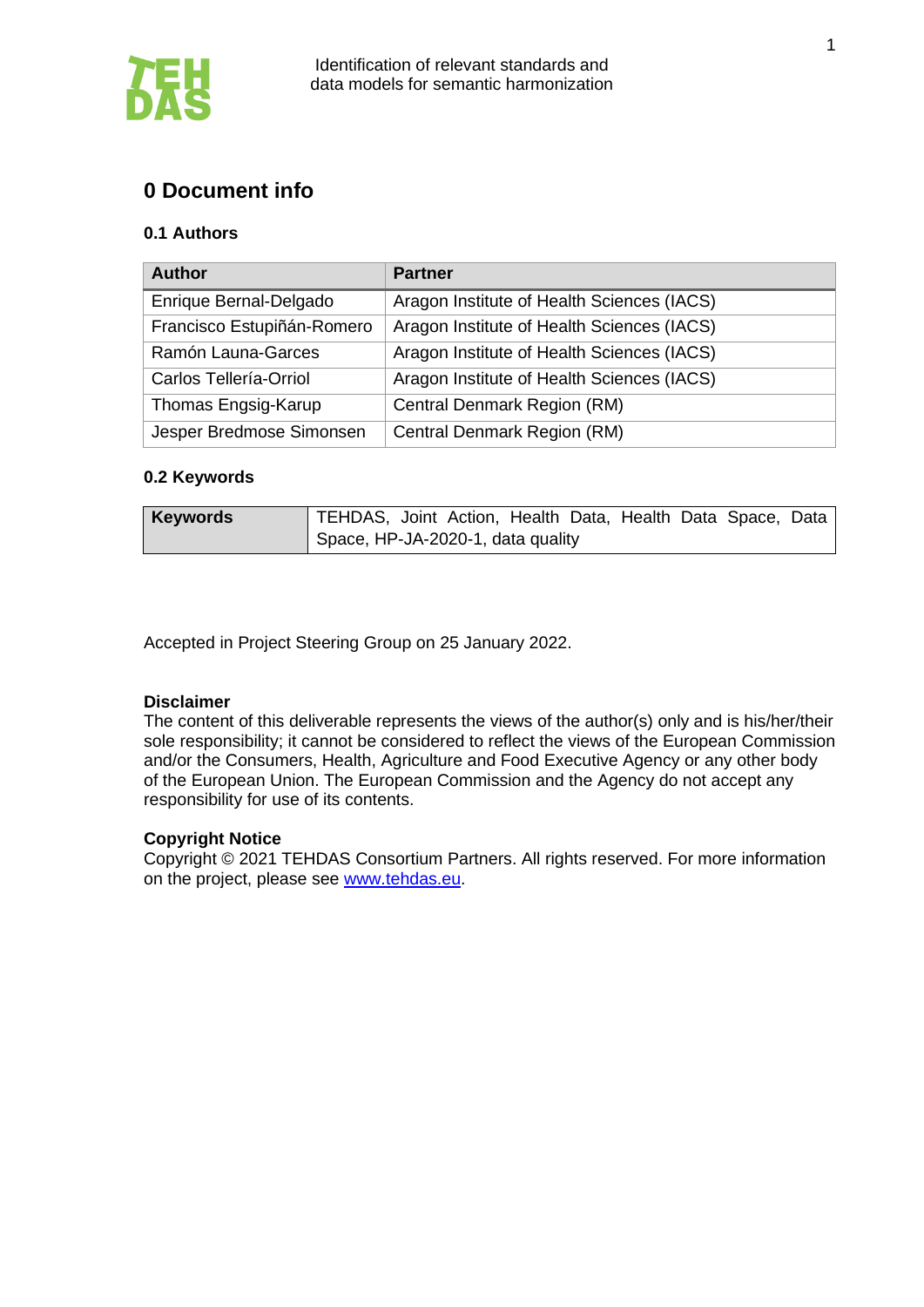# 0 Document info

## 0.1 Authors

| Author | Partner |
|---|---|
| Enrique Bernal-Delgado | Aragon Institute of Health Sciences (IACS) |
| Francisco Estupiñán-Romero | Aragon Institute of Health Sciences (IACS) |
| Ramón Launa-Garces | Aragon Institute of Health Sciences (IACS) |
| Carlos Tellería-Orriol | Aragon Institute of Health Sciences (IACS) |
| Thomas Engsig-Karup | Central Denmark Region (RM) |
| Jesper Bredmose Simonsen | Central Denmark Region (RM) |

## 0.2 Keywords

| | |
|---|---|
| **Keywords** | TEHDAS, Joint Action, Health Data, Health Data Space, Data Space, HP-JA-2020-1, data quality |

Accepted in Project Steering Group on 25 January 2022.

**Disclaimer**
The content of this deliverable represents the views of the author(s) only and is his/her/their sole responsibility; it cannot be considered to reflect the views of the European Commission and/or the Consumers, Health, Agriculture and Food Executive Agency or any other body of the European Union. The European Commission and the Agency do not accept any responsibility for use of its contents.

**Copyright Notice**
Copyright © 2021 TEHDAS Consortium Partners. All rights reserved. For more information on the project, please see www.tehdas.eu.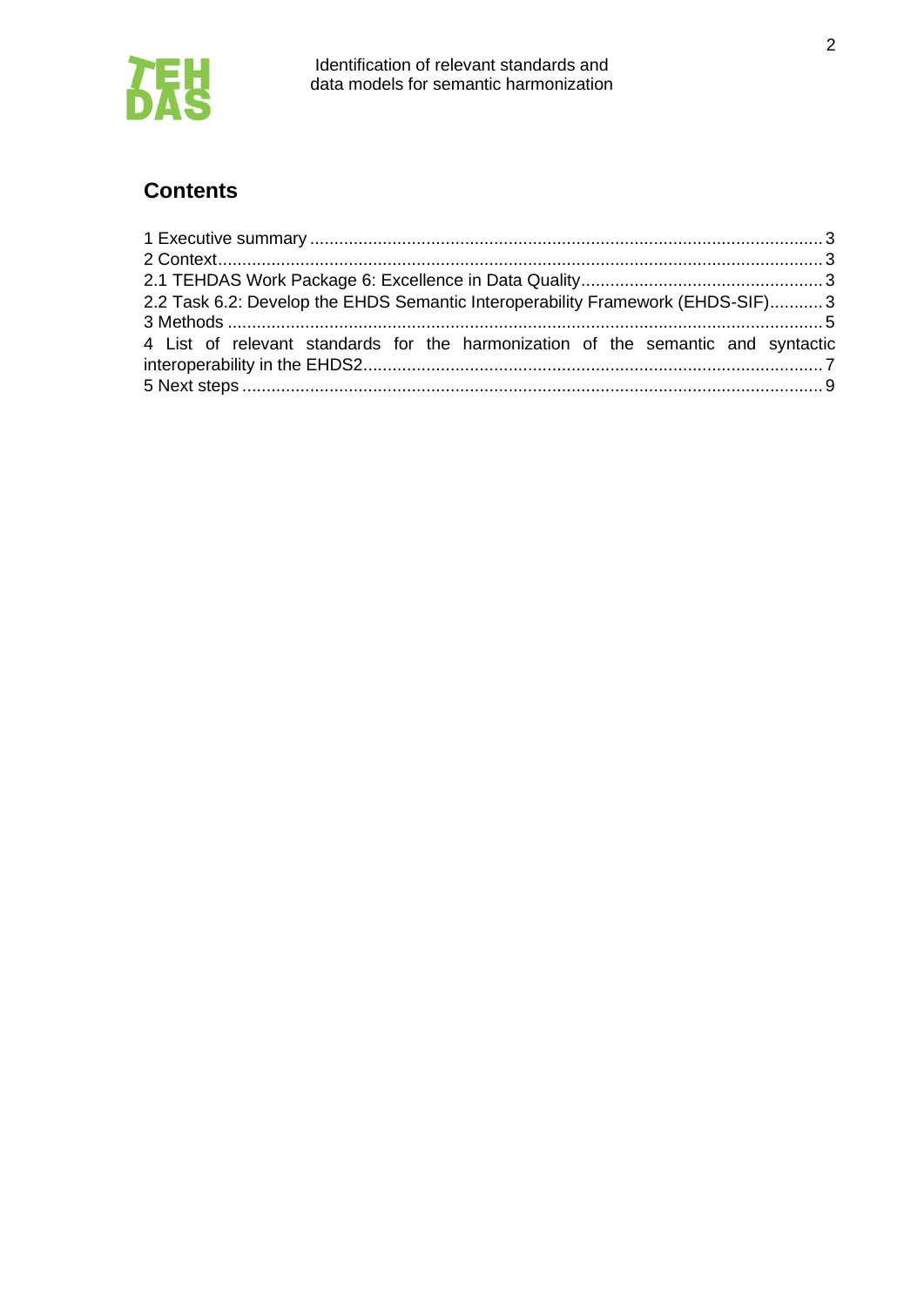## Contents

1 Executive summary ..... 3
2 Context ..... 3
2.1 TEHDAS Work Package 6: Excellence in Data Quality ..... 3
2.2 Task 6.2: Develop the EHDS Semantic Interoperability Framework (EHDS-SIF) ..... 3
3 Methods ..... 5
4 List of relevant standards for the harmonization of the semantic and syntactic interoperability in the EHDS2 ..... 7
5 Next steps ..... 9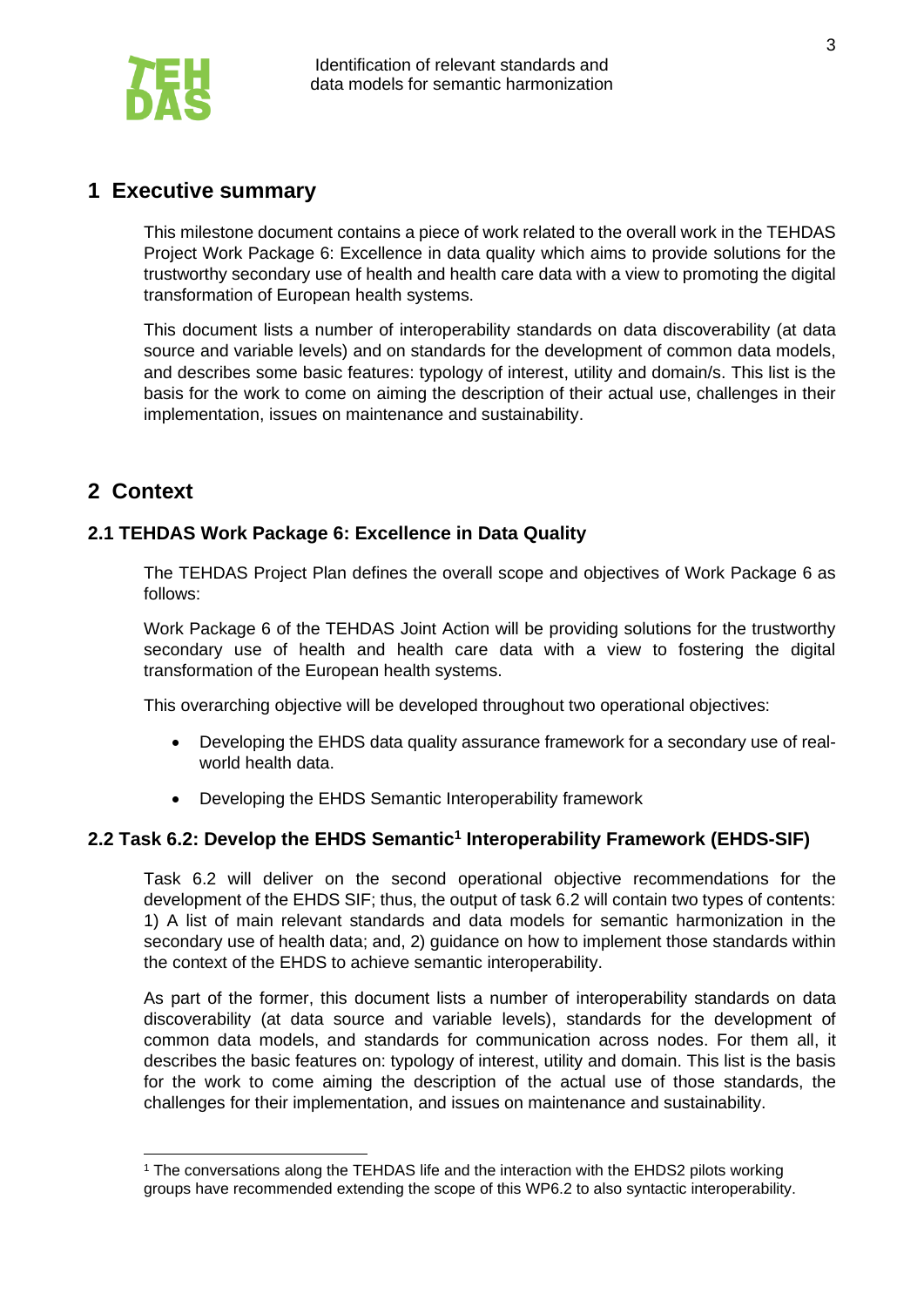# 1 Executive summary

This milestone document contains a piece of work related to the overall work in the TEHDAS Project Work Package 6: Excellence in data quality which aims to provide solutions for the trustworthy secondary use of health and health care data with a view to promoting the digital transformation of European health systems.

This document lists a number of interoperability standards on data discoverability (at data source and variable levels) and on standards for the development of common data models, and describes some basic features: typology of interest, utility and domain/s. This list is the basis for the work to come on aiming the description of their actual use, challenges in their implementation, issues on maintenance and sustainability.

# 2 Context

## 2.1 TEHDAS Work Package 6: Excellence in Data Quality

The TEHDAS Project Plan defines the overall scope and objectives of Work Package 6 as follows:

Work Package 6 of the TEHDAS Joint Action will be providing solutions for the trustworthy secondary use of health and health care data with a view to fostering the digital transformation of the European health systems.

This overarching objective will be developed throughout two operational objectives:

- Developing the EHDS data quality assurance framework for a secondary use of real-world health data.
- Developing the EHDS Semantic Interoperability framework

## 2.2 Task 6.2: Develop the EHDS Semantic[1] Interoperability Framework (EHDS-SIF)

Task 6.2 will deliver on the second operational objective recommendations for the development of the EHDS SIF; thus, the output of task 6.2 will contain two types of contents: 1) A list of main relevant standards and data models for semantic harmonization in the secondary use of health data; and, 2) guidance on how to implement those standards within the context of the EHDS to achieve semantic interoperability.

As part of the former, this document lists a number of interoperability standards on data discoverability (at data source and variable levels), standards for the development of common data models, and standards for communication across nodes. For them all, it describes the basic features on: typology of interest, utility and domain. This list is the basis for the work to come aiming the description of the actual use of those standards, the challenges for their implementation, and issues on maintenance and sustainability.

[1] The conversations along the TEHDAS life and the interaction with the EHDS2 pilots working groups have recommended extending the scope of this WP6.2 to also syntactic interoperability.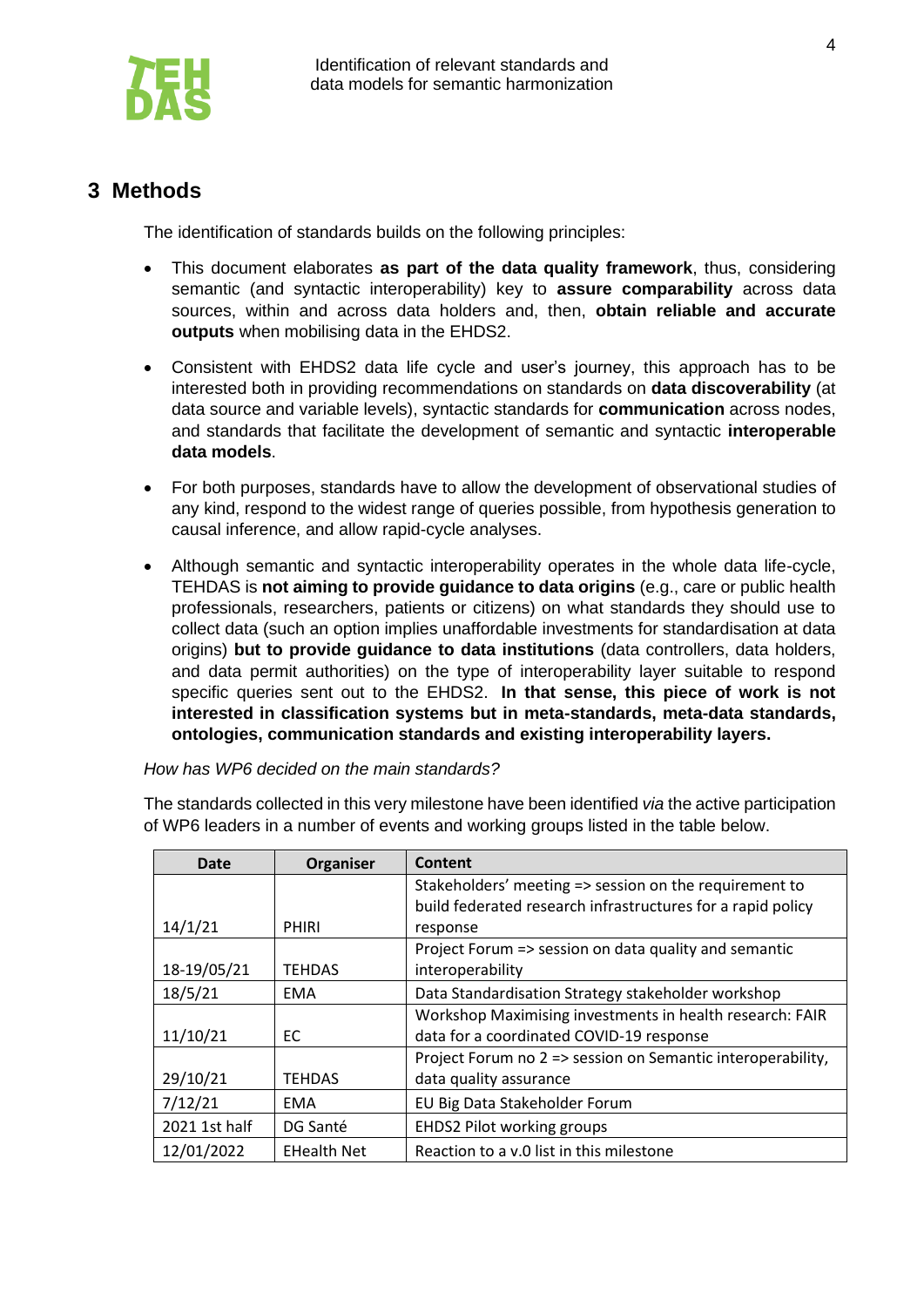# 3 Methods

The identification of standards builds on the following principles:

- This document elaborates **as part of the data quality framework**, thus, considering semantic (and syntactic interoperability) key to **assure comparability** across data sources, within and across data holders and, then, **obtain reliable and accurate outputs** when mobilising data in the EHDS2.

- Consistent with EHDS2 data life cycle and user's journey, this approach has to be interested both in providing recommendations on standards on **data discoverability** (at data source and variable levels), syntactic standards for **communication** across nodes, and standards that facilitate the development of semantic and syntactic **interoperable data models**.

- For both purposes, standards have to allow the development of observational studies of any kind, respond to the widest range of queries possible, from hypothesis generation to causal inference, and allow rapid-cycle analyses.

- Although semantic and syntactic interoperability operates in the whole data life-cycle, TEHDAS is **not aiming to provide guidance to data origins** (e.g., care or public health professionals, researchers, patients or citizens) on what standards they should use to collect data (such an option implies unaffordable investments for standardisation at data origins) **but to provide guidance to data institutions** (data controllers, data holders, and data permit authorities) on the type of interoperability layer suitable to respond specific queries sent out to the EHDS2. **In that sense, this piece of work is not interested in classification systems but in meta-standards, meta-data standards, ontologies, communication standards and existing interoperability layers.**

*How has WP6 decided on the main standards?*

The standards collected in this very milestone have been identified *via* the active participation of WP6 leaders in a number of events and working groups listed in the table below.

| Date | Organiser | Content |
|---|---|---|
| 14/1/21 | PHIRI | Stakeholders' meeting => session on the requirement to build federated research infrastructures for a rapid policy response |
| 18-19/05/21 | TEHDAS | Project Forum => session on data quality and semantic interoperability |
| 18/5/21 | EMA | Data Standardisation Strategy stakeholder workshop |
| 11/10/21 | EC | Workshop Maximising investments in health research: FAIR data for a coordinated COVID-19 response |
| 29/10/21 | TEHDAS | Project Forum no 2 => session on Semantic interoperability, data quality assurance |
| 7/12/21 | EMA | EU Big Data Stakeholder Forum |
| 2021 1st half | DG Santé | EHDS2 Pilot working groups |
| 12/01/2022 | EHealth Net | Reaction to a v.0 list in this milestone |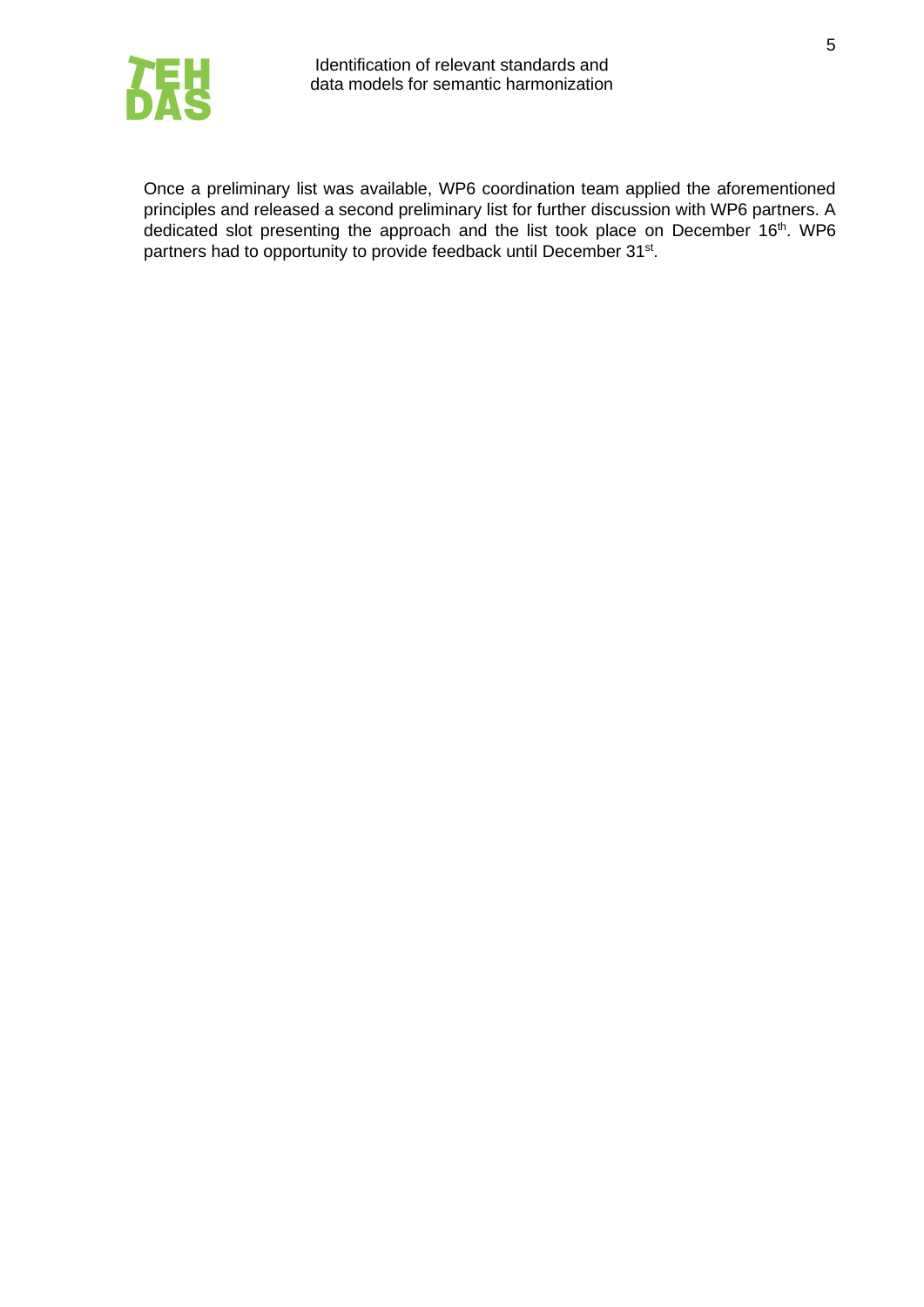Once a preliminary list was available, WP6 coordination team applied the aforementioned principles and released a second preliminary list for further discussion with WP6 partners. A dedicated slot presenting the approach and the list took place on December 16th. WP6 partners had to opportunity to provide feedback until December 31st.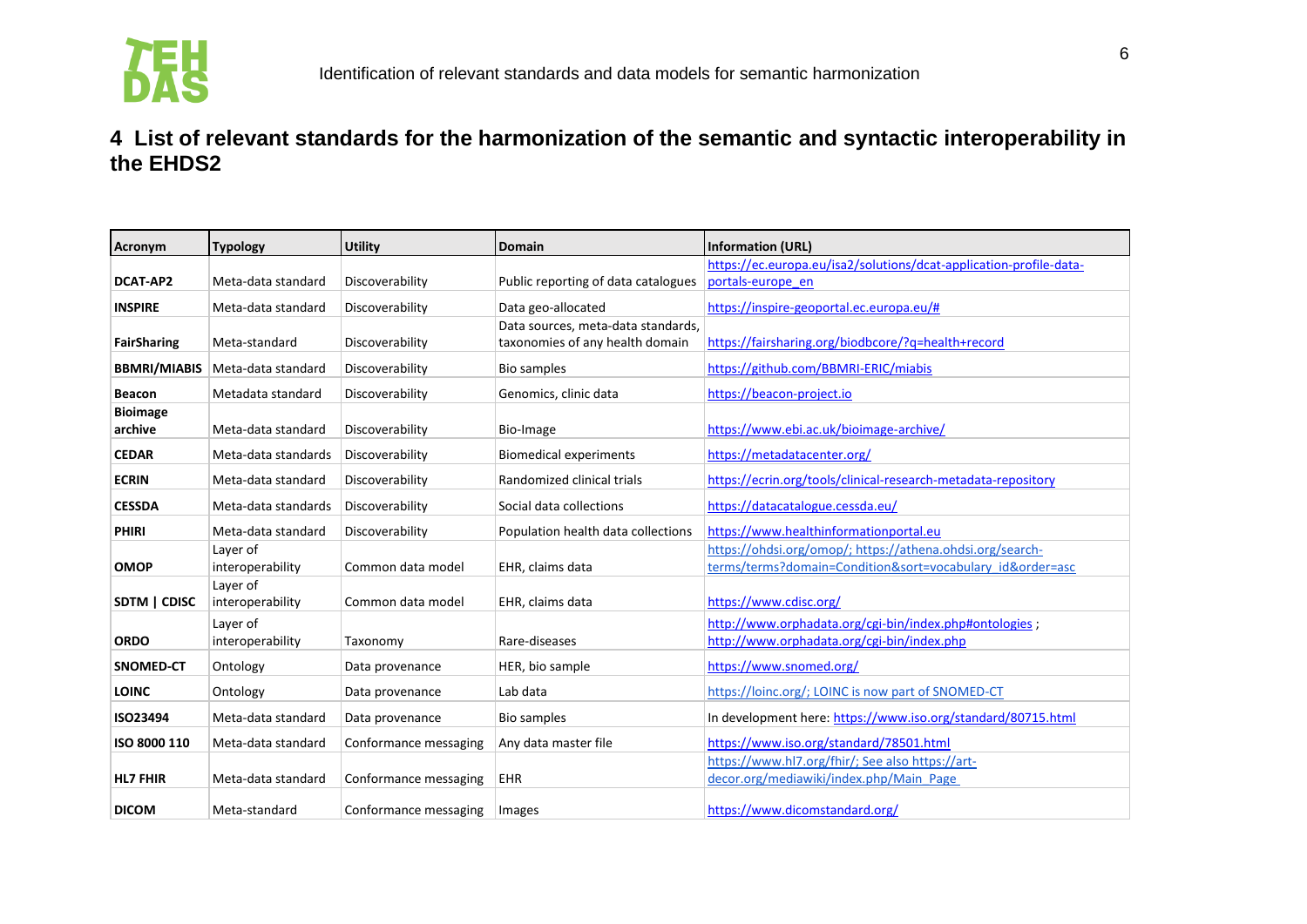## 4 List of relevant standards for the harmonization of the semantic and syntactic interoperability in the EHDS2

| Acronym | Typology | Utility | Domain | Information (URL) |
|---|---|---|---|---|
| **DCAT-AP2** | Meta-data standard | Discoverability | Public reporting of data catalogues | https://ec.europa.eu/isa2/solutions/dcat-application-profile-data-portals-europe_en |
| **INSPIRE** | Meta-data standard | Discoverability | Data geo-allocated | https://inspire-geoportal.ec.europa.eu/# |
| **FairSharing** | Meta-standard | Discoverability | Data sources, meta-data standards, taxonomies of any health domain | https://fairsharing.org/biodbcore/?q=health+record |
| **BBMRI/MIABIS** | Meta-data standard | Discoverability | Bio samples | https://github.com/BBMRI-ERIC/miabis |
| **Beacon** | Metadata standard | Discoverability | Genomics, clinic data | https://beacon-project.io |
| **Bioimage archive** | Meta-data standard | Discoverability | Bio-Image | https://www.ebi.ac.uk/bioimage-archive/ |
| **CEDAR** | Meta-data standards | Discoverability | Biomedical experiments | https://metadatacenter.org/ |
| **ECRIN** | Meta-data standard | Discoverability | Randomized clinical trials | https://ecrin.org/tools/clinical-research-metadata-repository |
| **CESSDA** | Meta-data standards | Discoverability | Social data collections | https://datacatalogue.cessda.eu/ |
| **PHIRI** | Meta-data standard | Discoverability | Population health data collections | https://www.healthinformationportal.eu |
| **OMOP** | Layer of interoperability | Common data model | EHR, claims data | https://ohdsi.org/omop/; https://athena.ohdsi.org/search-terms/terms?domain=Condition&sort=vocabulary_id&order=asc |
| **SDTM \| CDISC** | Layer of interoperability | Common data model | EHR, claims data | https://www.cdisc.org/ |
| **ORDO** | Layer of interoperability | Taxonomy | Rare-diseases | http://www.orphadata.org/cgi-bin/index.php#ontologies ; http://www.orphadata.org/cgi-bin/index.php |
| **SNOMED-CT** | Ontology | Data provenance | HER, bio sample | https://www.snomed.org/ |
| **LOINC** | Ontology | Data provenance | Lab data | https://loinc.org/; LOINC is now part of SNOMED-CT |
| **ISO23494** | Meta-data standard | Data provenance | Bio samples | In development here: https://www.iso.org/standard/80715.html |
| **ISO 8000 110** | Meta-data standard | Conformance messaging | Any data master file | https://www.iso.org/standard/78501.html |
| **HL7 FHIR** | Meta-data standard | Conformance messaging | EHR | https://www.hl7.org/fhir/; See also https://art-decor.org/mediawiki/index.php/Main_Page |
| **DICOM** | Meta-standard | Conformance messaging | Images | https://www.dicomstandard.org/ |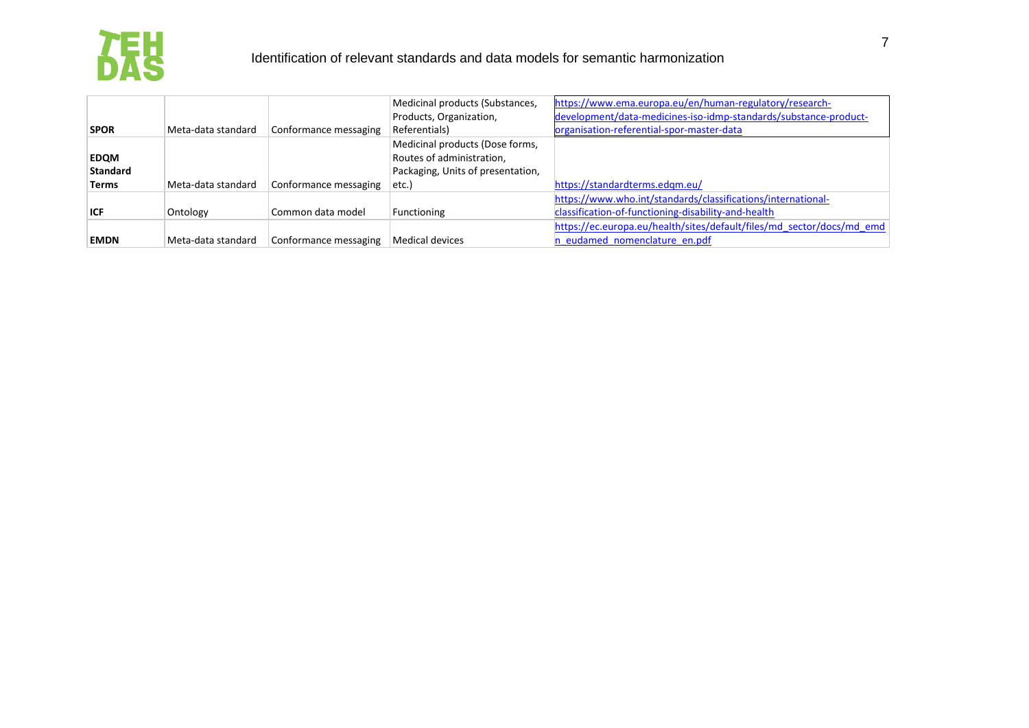| | | | | |
|---|---|---|---|---|
| **SPOR** | Meta-data standard | Conformance messaging | Medicinal products (Substances, Products, Organization, Referentials) | https://www.ema.europa.eu/en/human-regulatory/research-development/data-medicines-iso-idmp-standards/substance-product-organisation-referential-spor-master-data |
| **EDQM Standard Terms** | Meta-data standard | Conformance messaging | Medicinal products (Dose forms, Routes of administration, Packaging, Units of presentation, etc.) | https://standardterms.edqm.eu/ |
| **ICF** | Ontology | Common data model | Functioning | https://www.who.int/standards/classifications/international-classification-of-functioning-disability-and-health |
| **EMDN** | Meta-data standard | Conformance messaging | Medical devices | https://ec.europa.eu/health/sites/default/files/md_sector/docs/md_emdn_eudamed_nomenclature_en.pdf |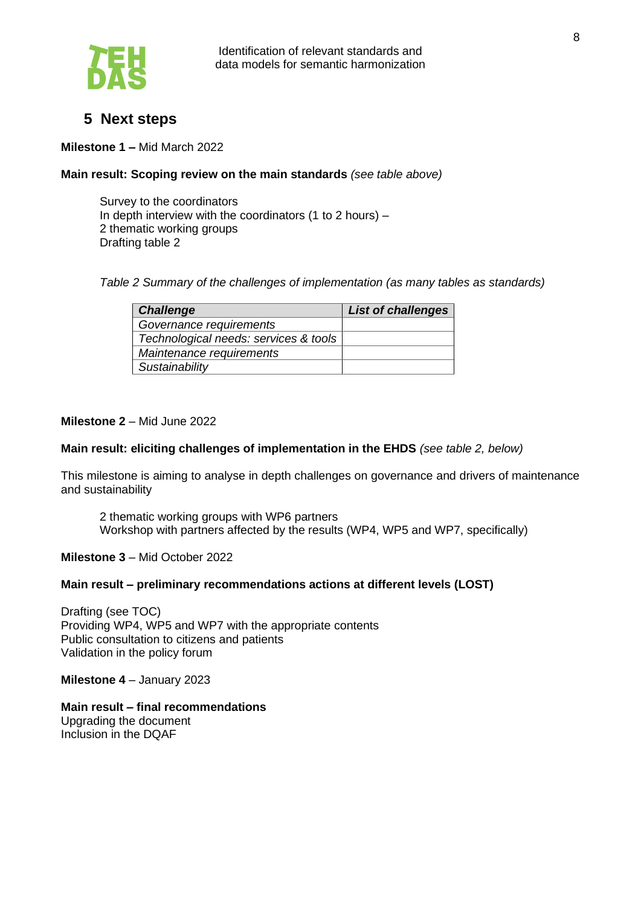## 5 Next steps

**Milestone 1 –** Mid March 2022

**Main result: Scoping review on the main standards** *(see table above)*

Survey to the coordinators
In depth interview with the coordinators (1 to 2 hours) –
2 thematic working groups
Drafting table 2

*Table 2 Summary of the challenges of implementation (as many tables as standards)*

| ***Challenge*** | ***List of challenges*** |
|---|---|
| *Governance requirements* | |
| *Technological needs: services & tools* | |
| *Maintenance requirements* | |
| *Sustainability* | |

**Milestone 2** – Mid June 2022

**Main result: eliciting challenges of implementation in the EHDS** *(see table 2, below)*

This milestone is aiming to analyse in depth challenges on governance and drivers of maintenance and sustainability

2 thematic working groups with WP6 partners
Workshop with partners affected by the results (WP4, WP5 and WP7, specifically)

**Milestone 3** – Mid October 2022

**Main result – preliminary recommendations actions at different levels (LOST)**

Drafting (see TOC)
Providing WP4, WP5 and WP7 with the appropriate contents
Public consultation to citizens and patients
Validation in the policy forum

**Milestone 4** – January 2023

**Main result – final recommendations**
Upgrading the document
Inclusion in the DQAF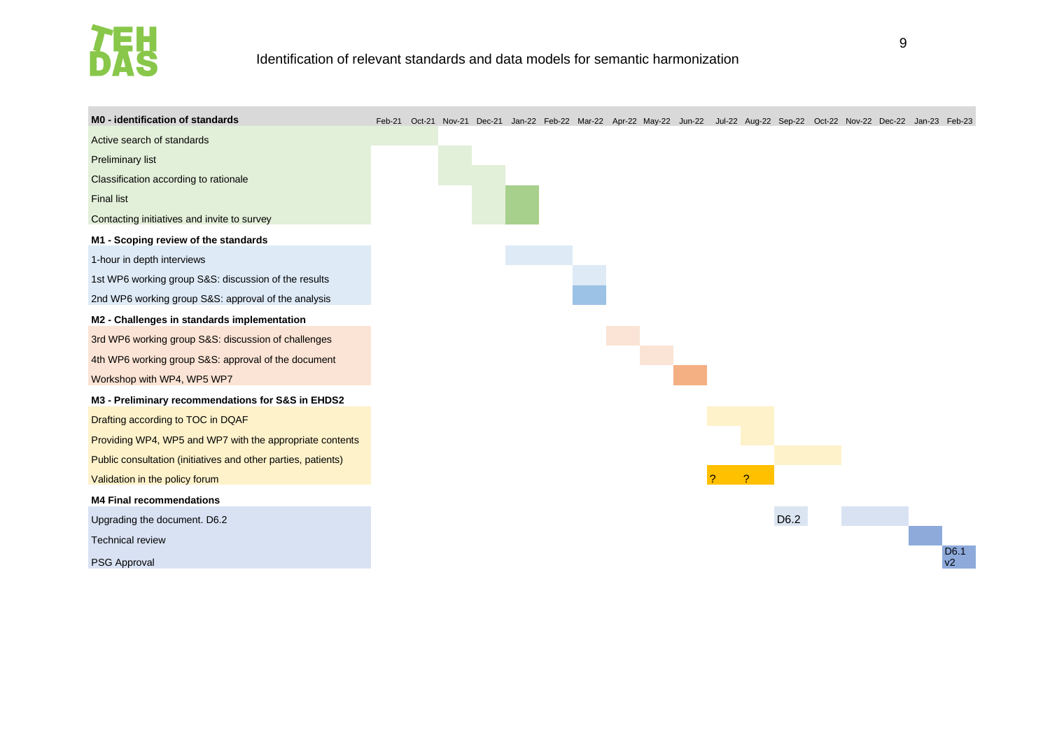**M0 - identification of standards**

Feb-21 Oct-21 Nov-21 Dec-21 Jan-22 Feb-22 Mar-22 Apr-22 May-22 Jun-22 Jul-22 Aug-22 Sep-22 Oct-22 Nov-22 Dec-22 Jan-23 Feb-23

Active search of standards

Preliminary list

Classification according to rationale

Final list

Contacting initiatives and invite to survey

**M1 - Scoping review of the standards**

1-hour in depth interviews

1st WP6 working group S&S: discussion of the results

2nd WP6 working group S&S: approval of the analysis

**M2 - Challenges in standards implementation**

3rd WP6 working group S&S: discussion of challenges

4th WP6 working group S&S: approval of the document

Workshop with WP4, WP5 WP7

**M3 - Preliminary recommendations for S&S in EHDS2**

Drafting according to TOC in DQAF

Providing WP4, WP5 and WP7 with the appropriate contents

Public consultation (initiatives and other parties, patients)

Validation in the policy forum ? ?

**M4 Final recommendations**

Upgrading the document. D6.2 D6.2

Technical review

PSG Approval D6.1 v2